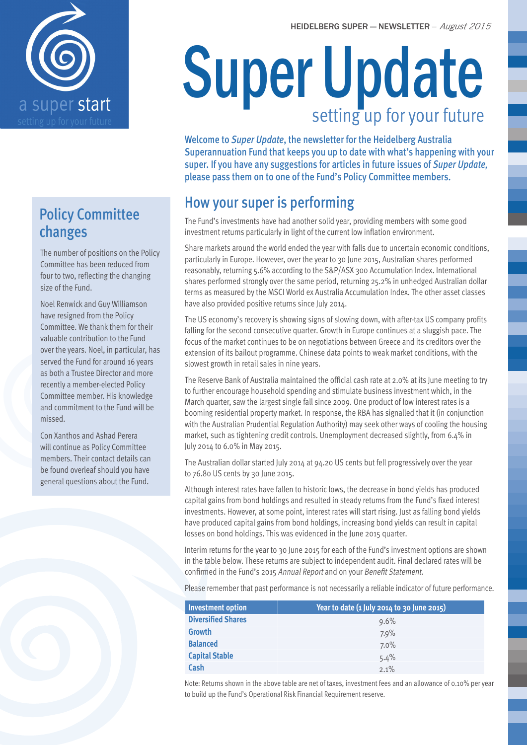HEIDELBERG SUPER — NEWSLETTER – *August 2015*

a super start
setting up for your future

# Super Update

## setting up for your future

**Welcome to *Super Update*, the newsletter for the Heidelberg Australia Superannuation Fund that keeps you up to date with what's happening with your super. If you have any suggestions for articles in future issues of *Super Update*, please pass them on to one of the Fund's Policy Committee members.**

## How your super is performing

The Fund's investments have had another solid year, providing members with some good investment returns particularly in light of the current low inflation environment.

Share markets around the world ended the year with falls due to uncertain economic conditions, particularly in Europe. However, over the year to 30 June 2015, Australian shares performed reasonably, returning 5.6% according to the S&P/ASX 300 Accumulation Index. International shares performed strongly over the same period, returning 25.2% in unhedged Australian dollar terms as measured by the MSCI World ex Australia Accumulation Index. The other asset classes have also provided positive returns since July 2014.

The US economy's recovery is showing signs of slowing down, with after-tax US company profits falling for the second consecutive quarter. Growth in Europe continues at a sluggish pace. The focus of the market continues to be on negotiations between Greece and its creditors over the extension of its bailout programme. Chinese data points to weak market conditions, with the slowest growth in retail sales in nine years.

The Reserve Bank of Australia maintained the official cash rate at 2.0% at its June meeting to try to further encourage household spending and stimulate business investment which, in the March quarter, saw the largest single fall since 2009. One product of low interest rates is a booming residential property market. In response, the RBA has signalled that it (in conjunction with the Australian Prudential Regulation Authority) may seek other ways of cooling the housing market, such as tightening credit controls. Unemployment decreased slightly, from 6.4% in July 2014 to 6.0% in May 2015.

The Australian dollar started July 2014 at 94.20 US cents but fell progressively over the year to 76.80 US cents by 30 June 2015.

Although interest rates have fallen to historic lows, the decrease in bond yields has produced capital gains from bond holdings and resulted in steady returns from the Fund's fixed interest investments. However, at some point, interest rates will start rising. Just as falling bond yields have produced capital gains from bond holdings, increasing bond yields can result in capital losses on bond holdings. This was evidenced in the June 2015 quarter.

Interim returns for the year to 30 June 2015 for each of the Fund's investment options are shown in the table below. These returns are subject to independent audit. Final declared rates will be confirmed in the Fund's 2015 *Annual Report* and on your *Benefit Statement*.

Please remember that past performance is not necessarily a reliable indicator of future performance.

| Investment option | Year to date (1 July 2014 to 30 June 2015) |
|---|---|
| **Diversified Shares** | 9.6% |
| **Growth** | 7.9% |
| **Balanced** | 7.0% |
| **Capital Stable** | 5.4% |
| **Cash** | 2.1% |

Note: Returns shown in the above table are net of taxes, investment fees and an allowance of 0.10% per year to build up the Fund's Operational Risk Financial Requirement reserve.

## Policy Committee changes

The number of positions on the Policy Committee has been reduced from four to two, reflecting the changing size of the Fund.

Noel Renwick and Guy Williamson have resigned from the Policy Committee. We thank them for their valuable contribution to the Fund over the years. Noel, in particular, has served the Fund for around 16 years as both a Trustee Director and more recently a member-elected Policy Committee member. His knowledge and commitment to the Fund will be missed.

Con Xanthos and Ashad Perera will continue as Policy Committee members. Their contact details can be found overleaf should you have general questions about the Fund.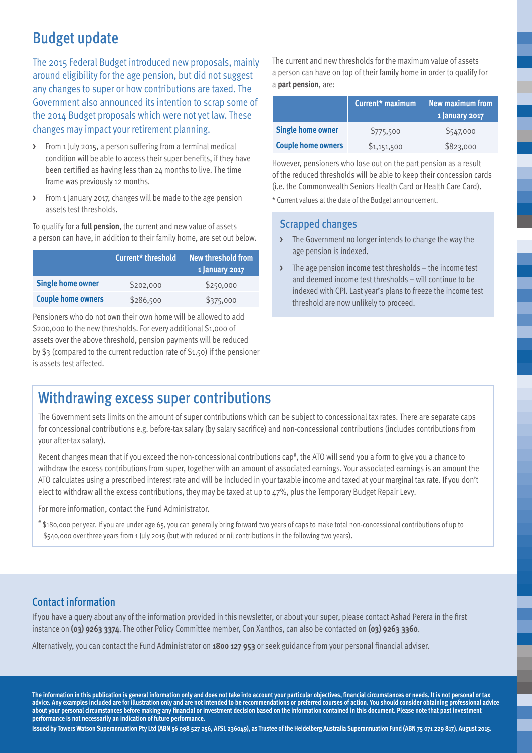## Budget update

The 2015 Federal Budget introduced new proposals, mainly around eligibility for the age pension, but did not suggest any changes to super or how contributions are taxed. The Government also announced its intention to scrap some of the 2014 Budget proposals which were not yet law. These changes may impact your retirement planning.

- From 1 July 2015, a person suffering from a terminal medical condition will be able to access their super benefits, if they have been certified as having less than 24 months to live. The time frame was previously 12 months.
- From 1 January 2017, changes will be made to the age pension assets test thresholds.

To qualify for a **full pension**, the current and new value of assets a person can have, in addition to their family home, are set out below.

| | Current* threshold | New threshold from 1 January 2017 |
|---|---|---|
| **Single home owner** | $202,000 | $250,000 |
| **Couple home owners** | $286,500 | $375,000 |

Pensioners who do not own their own home will be allowed to add $200,000 to the new thresholds. For every additional $1,000 of assets over the above threshold, pension payments will be reduced by $3 (compared to the current reduction rate of $1.50) if the pensioner is assets test affected.

The current and new thresholds for the maximum value of assets a person can have on top of their family home in order to qualify for a **part pension**, are:

| | Current* maximum | New maximum from 1 January 2017 |
|---|---|---|
| **Single home owner** | $775,500 | $547,000 |
| **Couple home owners** | $1,151,500 | $823,000 |

However, pensioners who lose out on the part pension as a result of the reduced thresholds will be able to keep their concession cards (i.e. the Commonwealth Seniors Health Card or Health Care Card).

\* Current values at the date of the Budget announcement.

### Scrapped changes

- The Government no longer intends to change the way the age pension is indexed.
- The age pension income test thresholds – the income test and deemed income test thresholds – will continue to be indexed with CPI. Last year's plans to freeze the income test threshold are now unlikely to proceed.

## Withdrawing excess super contributions

The Government sets limits on the amount of super contributions which can be subject to concessional tax rates. There are separate caps for concessional contributions e.g. before-tax salary (by salary sacrifice) and non-concessional contributions (includes contributions from your after-tax salary).

Recent changes mean that if you exceed the non-concessional contributions cap#, the ATO will send you a form to give you a chance to withdraw the excess contributions from super, together with an amount of associated earnings. Your associated earnings is an amount the ATO calculates using a prescribed interest rate and will be included in your taxable income and taxed at your marginal tax rate. If you don't elect to withdraw all the excess contributions, they may be taxed at up to 47%, plus the Temporary Budget Repair Levy.

For more information, contact the Fund Administrator.

# $180,000 per year. If you are under age 65, you can generally bring forward two years of caps to make total non-concessional contributions of up to $540,000 over three years from 1 July 2015 (but with reduced or nil contributions in the following two years).

### Contact information

If you have a query about any of the information provided in this newsletter, or about your super, please contact Ashad Perera in the first instance on **(03) 9263 3374**. The other Policy Committee member, Con Xanthos, can also be contacted on **(03) 9263 3360**.

Alternatively, you can contact the Fund Administrator on **1800 127 953** or seek guidance from your personal financial adviser.

**The information in this publication is general information only and does not take into account your particular objectives, financial circumstances or needs. It is not personal or tax advice. Any examples included are for illustration only and are not intended to be recommendations or preferred courses of action. You should consider obtaining professional advice about your personal circumstances before making any financial or investment decision based on the information contained in this document. Please note that past investment performance is not necessarily an indication of future performance.**

**Issued by Towers Watson Superannuation Pty Ltd (ABN 56 098 527 256, AFSL 236049), as Trustee of the Heidelberg Australia Superannuation Fund (ABN 75 071 229 817). August 2015.**